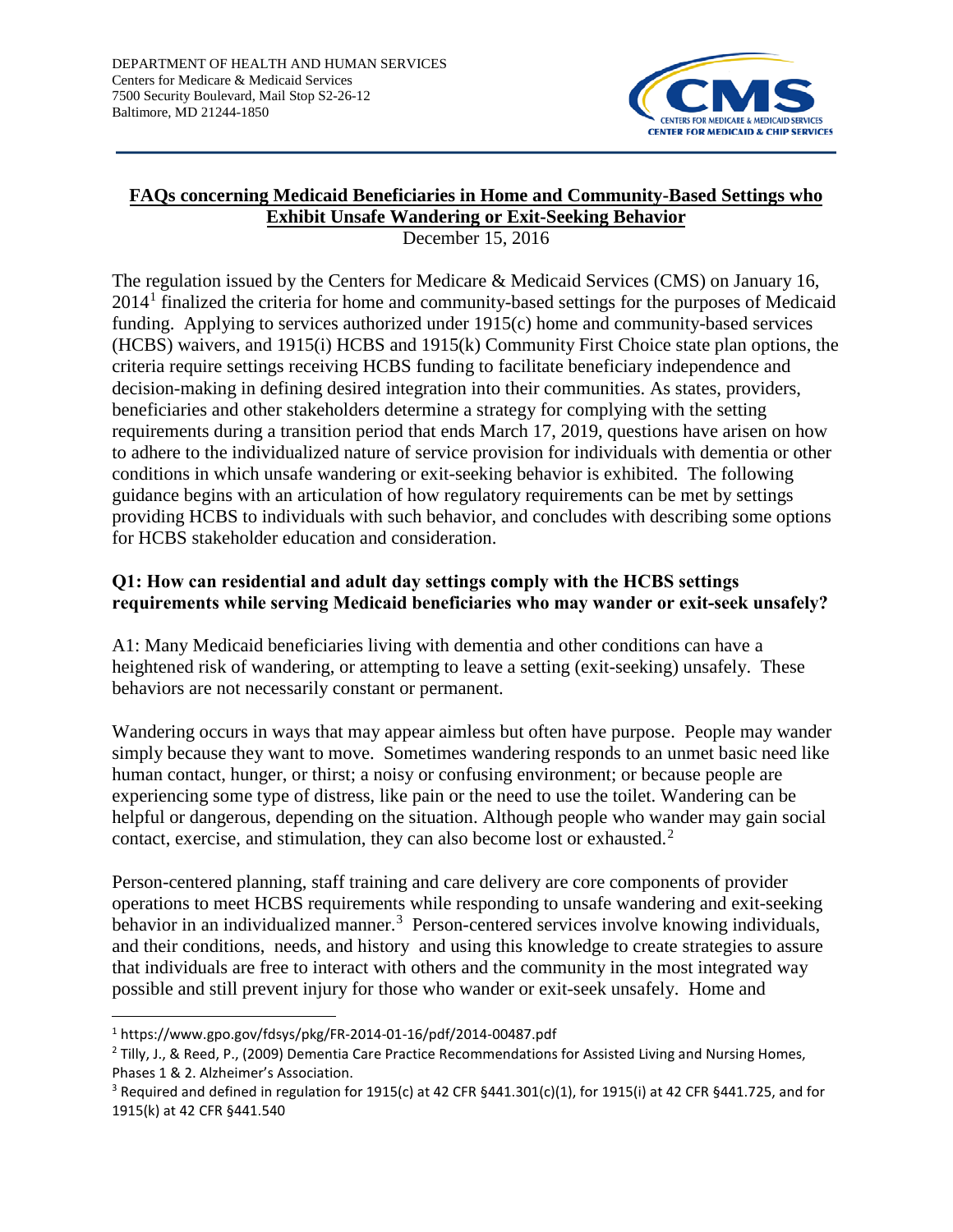DEPARTMENT OF HEALTH AND HUMAN SERVICES
Centers for Medicare & Medicaid Services
7500 Security Boulevard, Mail Stop S2-26-12
Baltimore, MD 21244-1850

# FAQs concerning Medicaid Beneficiaries in Home and Community-Based Settings who Exhibit Unsafe Wandering or Exit-Seeking Behavior

December 15, 2016

The regulation issued by the Centers for Medicare & Medicaid Services (CMS) on January 16, 2014[1] finalized the criteria for home and community-based settings for the purposes of Medicaid funding. Applying to services authorized under 1915(c) home and community-based services (HCBS) waivers, and 1915(i) HCBS and 1915(k) Community First Choice state plan options, the criteria require settings receiving HCBS funding to facilitate beneficiary independence and decision-making in defining desired integration into their communities. As states, providers, beneficiaries and other stakeholders determine a strategy for complying with the setting requirements during a transition period that ends March 17, 2019, questions have arisen on how to adhere to the individualized nature of service provision for individuals with dementia or other conditions in which unsafe wandering or exit-seeking behavior is exhibited. The following guidance begins with an articulation of how regulatory requirements can be met by settings providing HCBS to individuals with such behavior, and concludes with describing some options for HCBS stakeholder education and consideration.

### Q1: How can residential and adult day settings comply with the HCBS settings requirements while serving Medicaid beneficiaries who may wander or exit-seek unsafely?

A1: Many Medicaid beneficiaries living with dementia and other conditions can have a heightened risk of wandering, or attempting to leave a setting (exit-seeking) unsafely. These behaviors are not necessarily constant or permanent.

Wandering occurs in ways that may appear aimless but often have purpose. People may wander simply because they want to move. Sometimes wandering responds to an unmet basic need like human contact, hunger, or thirst; a noisy or confusing environment; or because people are experiencing some type of distress, like pain or the need to use the toilet. Wandering can be helpful or dangerous, depending on the situation. Although people who wander may gain social contact, exercise, and stimulation, they can also become lost or exhausted.[2]

Person-centered planning, staff training and care delivery are core components of provider operations to meet HCBS requirements while responding to unsafe wandering and exit-seeking behavior in an individualized manner.[3] Person-centered services involve knowing individuals, and their conditions, needs, and history and using this knowledge to create strategies to assure that individuals are free to interact with others and the community in the most integrated way possible and still prevent injury for those who wander or exit-seek unsafely. Home and

---

[1] https://www.gpo.gov/fdsys/pkg/FR-2014-01-16/pdf/2014-00487.pdf

[2] Tilly, J., & Reed, P., (2009) Dementia Care Practice Recommendations for Assisted Living and Nursing Homes, Phases 1 & 2. Alzheimer's Association.

[3] Required and defined in regulation for 1915(c) at 42 CFR §441.301(c)(1), for 1915(i) at 42 CFR §441.725, and for 1915(k) at 42 CFR §441.540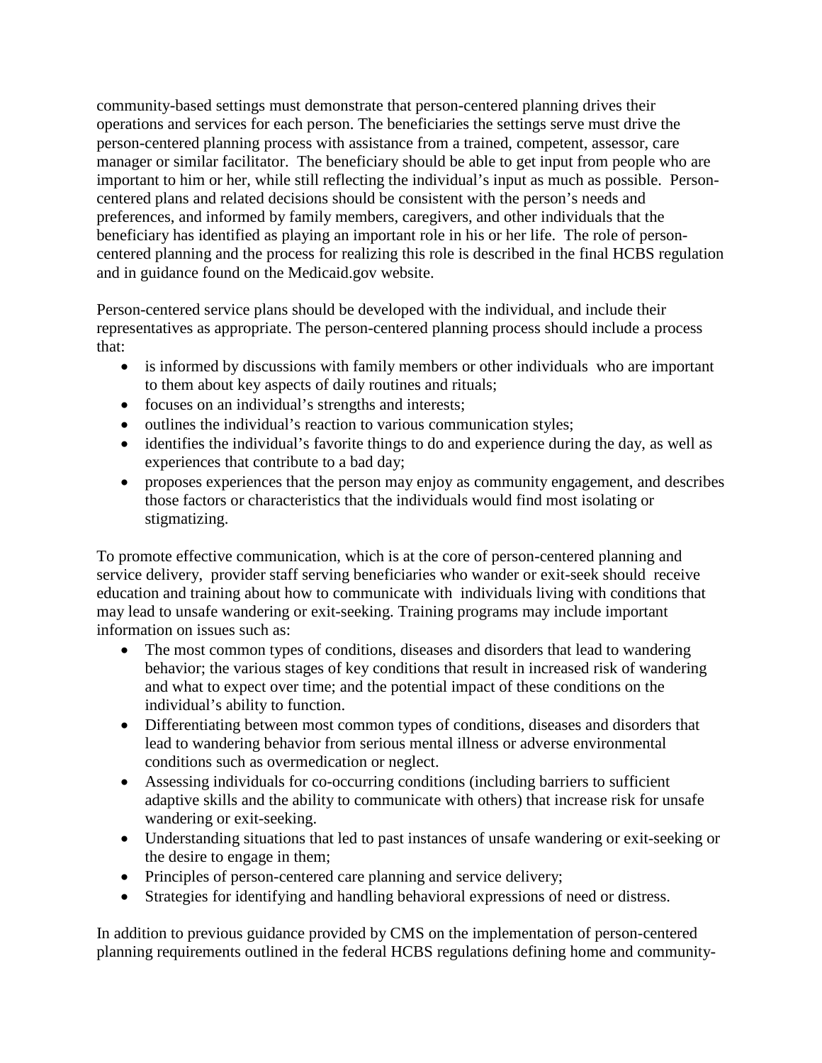community-based settings must demonstrate that person-centered planning drives their operations and services for each person. The beneficiaries the settings serve must drive the person-centered planning process with assistance from a trained, competent, assessor, care manager or similar facilitator. The beneficiary should be able to get input from people who are important to him or her, while still reflecting the individual's input as much as possible. Person-centered plans and related decisions should be consistent with the person's needs and preferences, and informed by family members, caregivers, and other individuals that the beneficiary has identified as playing an important role in his or her life. The role of person-centered planning and the process for realizing this role is described in the final HCBS regulation and in guidance found on the Medicaid.gov website.

Person-centered service plans should be developed with the individual, and include their representatives as appropriate. The person-centered planning process should include a process that:

- is informed by discussions with family members or other individuals who are important to them about key aspects of daily routines and rituals;
- focuses on an individual's strengths and interests;
- outlines the individual's reaction to various communication styles;
- identifies the individual's favorite things to do and experience during the day, as well as experiences that contribute to a bad day;
- proposes experiences that the person may enjoy as community engagement, and describes those factors or characteristics that the individuals would find most isolating or stigmatizing.

To promote effective communication, which is at the core of person-centered planning and service delivery, provider staff serving beneficiaries who wander or exit-seek should receive education and training about how to communicate with individuals living with conditions that may lead to unsafe wandering or exit-seeking. Training programs may include important information on issues such as:

- The most common types of conditions, diseases and disorders that lead to wandering behavior; the various stages of key conditions that result in increased risk of wandering and what to expect over time; and the potential impact of these conditions on the individual's ability to function.
- Differentiating between most common types of conditions, diseases and disorders that lead to wandering behavior from serious mental illness or adverse environmental conditions such as overmedication or neglect.
- Assessing individuals for co-occurring conditions (including barriers to sufficient adaptive skills and the ability to communicate with others) that increase risk for unsafe wandering or exit-seeking.
- Understanding situations that led to past instances of unsafe wandering or exit-seeking or the desire to engage in them;
- Principles of person-centered care planning and service delivery;
- Strategies for identifying and handling behavioral expressions of need or distress.

In addition to previous guidance provided by CMS on the implementation of person-centered planning requirements outlined in the federal HCBS regulations defining home and community-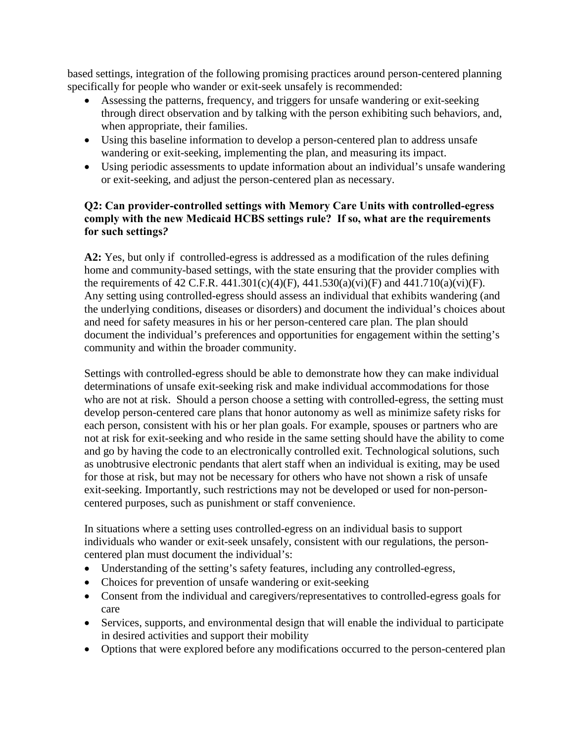based settings, integration of the following promising practices around person-centered planning specifically for people who wander or exit-seek unsafely is recommended:

- Assessing the patterns, frequency, and triggers for unsafe wandering or exit-seeking through direct observation and by talking with the person exhibiting such behaviors, and, when appropriate, their families.
- Using this baseline information to develop a person-centered plan to address unsafe wandering or exit-seeking, implementing the plan, and measuring its impact.
- Using periodic assessments to update information about an individual's unsafe wandering or exit-seeking, and adjust the person-centered plan as necessary.

**Q2: Can provider-controlled settings with Memory Care Units with controlled-egress comply with the new Medicaid HCBS settings rule? If so, what are the requirements for such settings?**

**A2:** Yes, but only if controlled-egress is addressed as a modification of the rules defining home and community-based settings, with the state ensuring that the provider complies with the requirements of 42 C.F.R. 441.301(c)(4)(F), 441.530(a)(vi)(F) and 441.710(a)(vi)(F). Any setting using controlled-egress should assess an individual that exhibits wandering (and the underlying conditions, diseases or disorders) and document the individual's choices about and need for safety measures in his or her person-centered care plan. The plan should document the individual's preferences and opportunities for engagement within the setting's community and within the broader community.

Settings with controlled-egress should be able to demonstrate how they can make individual determinations of unsafe exit-seeking risk and make individual accommodations for those who are not at risk. Should a person choose a setting with controlled-egress, the setting must develop person-centered care plans that honor autonomy as well as minimize safety risks for each person, consistent with his or her plan goals. For example, spouses or partners who are not at risk for exit-seeking and who reside in the same setting should have the ability to come and go by having the code to an electronically controlled exit. Technological solutions, such as unobtrusive electronic pendants that alert staff when an individual is exiting, may be used for those at risk, but may not be necessary for others who have not shown a risk of unsafe exit-seeking. Importantly, such restrictions may not be developed or used for non-person-centered purposes, such as punishment or staff convenience.

In situations where a setting uses controlled-egress on an individual basis to support individuals who wander or exit-seek unsafely, consistent with our regulations, the person-centered plan must document the individual's:

- Understanding of the setting's safety features, including any controlled-egress,
- Choices for prevention of unsafe wandering or exit-seeking
- Consent from the individual and caregivers/representatives to controlled-egress goals for care
- Services, supports, and environmental design that will enable the individual to participate in desired activities and support their mobility
- Options that were explored before any modifications occurred to the person-centered plan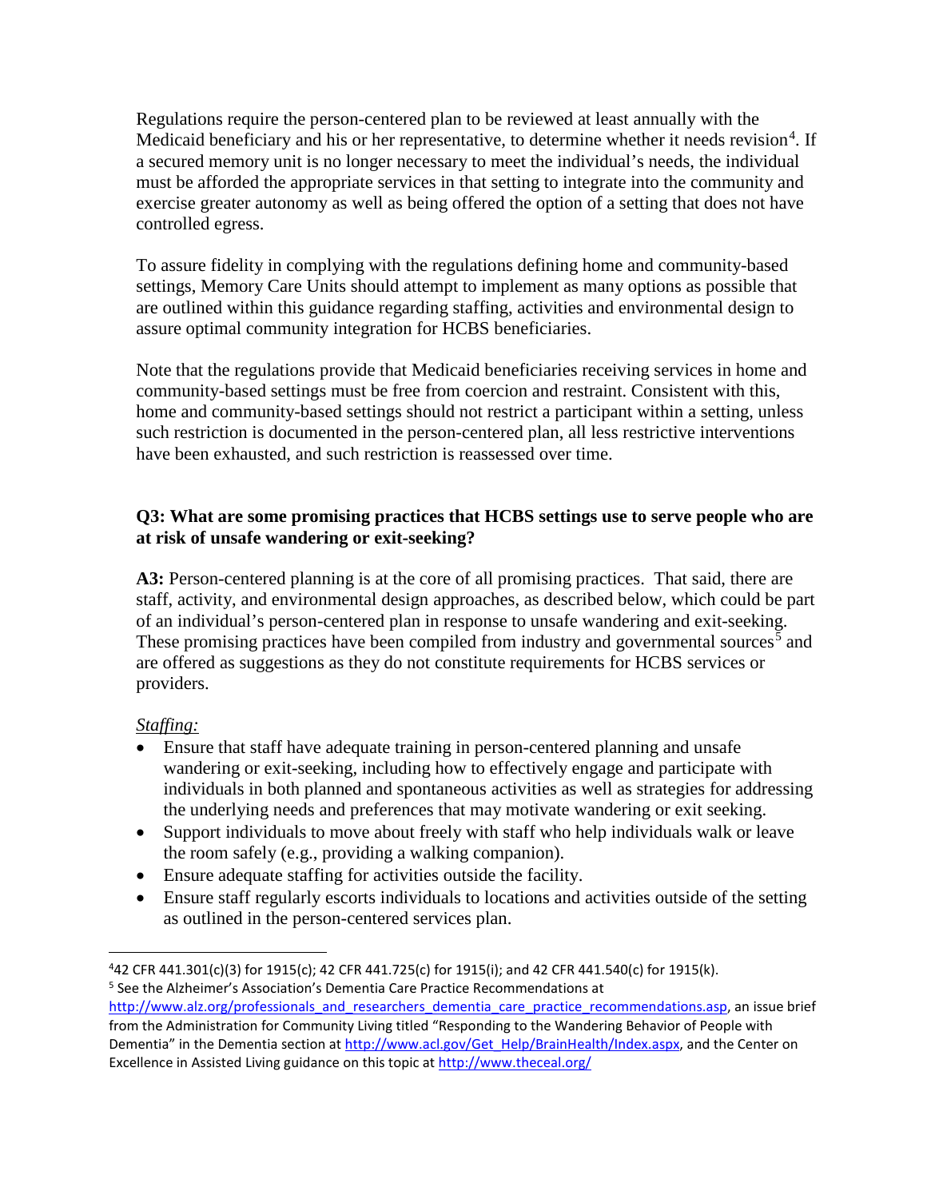Regulations require the person-centered plan to be reviewed at least annually with the Medicaid beneficiary and his or her representative, to determine whether it needs revision[4]. If a secured memory unit is no longer necessary to meet the individual's needs, the individual must be afforded the appropriate services in that setting to integrate into the community and exercise greater autonomy as well as being offered the option of a setting that does not have controlled egress.

To assure fidelity in complying with the regulations defining home and community-based settings, Memory Care Units should attempt to implement as many options as possible that are outlined within this guidance regarding staffing, activities and environmental design to assure optimal community integration for HCBS beneficiaries.

Note that the regulations provide that Medicaid beneficiaries receiving services in home and community-based settings must be free from coercion and restraint. Consistent with this, home and community-based settings should not restrict a participant within a setting, unless such restriction is documented in the person-centered plan, all less restrictive interventions have been exhausted, and such restriction is reassessed over time.

**Q3: What are some promising practices that HCBS settings use to serve people who are at risk of unsafe wandering or exit-seeking?**

**A3:** Person-centered planning is at the core of all promising practices. That said, there are staff, activity, and environmental design approaches, as described below, which could be part of an individual's person-centered plan in response to unsafe wandering and exit-seeking. These promising practices have been compiled from industry and governmental sources[5] and are offered as suggestions as they do not constitute requirements for HCBS services or providers.

*Staffing:*

- Ensure that staff have adequate training in person-centered planning and unsafe wandering or exit-seeking, including how to effectively engage and participate with individuals in both planned and spontaneous activities as well as strategies for addressing the underlying needs and preferences that may motivate wandering or exit seeking.
- Support individuals to move about freely with staff who help individuals walk or leave the room safely (e.g., providing a walking companion).
- Ensure adequate staffing for activities outside the facility.
- Ensure staff regularly escorts individuals to locations and activities outside of the setting as outlined in the person-centered services plan.

---

[4] 42 CFR 441.301(c)(3) for 1915(c); 42 CFR 441.725(c) for 1915(i); and 42 CFR 441.540(c) for 1915(k).

[5] See the Alzheimer's Association's Dementia Care Practice Recommendations at http://www.alz.org/professionals_and_researchers_dementia_care_practice_recommendations.asp, an issue brief from the Administration for Community Living titled "Responding to the Wandering Behavior of People with Dementia" in the Dementia section at http://www.acl.gov/Get_Help/BrainHealth/Index.aspx, and the Center on Excellence in Assisted Living guidance on this topic at http://www.theceal.org/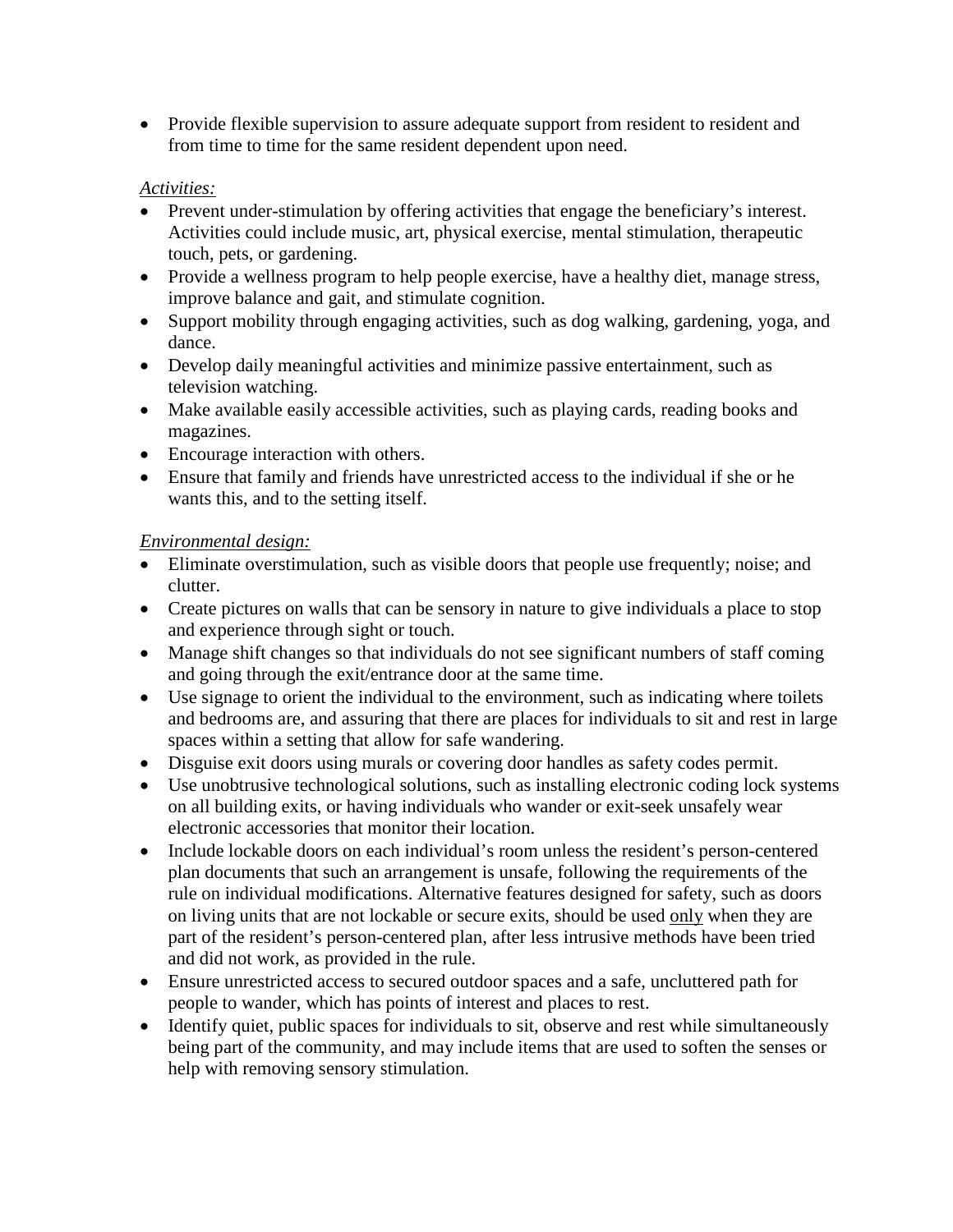- Provide flexible supervision to assure adequate support from resident to resident and from time to time for the same resident dependent upon need.

*Activities:*

- Prevent under-stimulation by offering activities that engage the beneficiary's interest. Activities could include music, art, physical exercise, mental stimulation, therapeutic touch, pets, or gardening.
- Provide a wellness program to help people exercise, have a healthy diet, manage stress, improve balance and gait, and stimulate cognition.
- Support mobility through engaging activities, such as dog walking, gardening, yoga, and dance.
- Develop daily meaningful activities and minimize passive entertainment, such as television watching.
- Make available easily accessible activities, such as playing cards, reading books and magazines.
- Encourage interaction with others.
- Ensure that family and friends have unrestricted access to the individual if she or he wants this, and to the setting itself.

*Environmental design:*

- Eliminate overstimulation, such as visible doors that people use frequently; noise; and clutter.
- Create pictures on walls that can be sensory in nature to give individuals a place to stop and experience through sight or touch.
- Manage shift changes so that individuals do not see significant numbers of staff coming and going through the exit/entrance door at the same time.
- Use signage to orient the individual to the environment, such as indicating where toilets and bedrooms are, and assuring that there are places for individuals to sit and rest in large spaces within a setting that allow for safe wandering.
- Disguise exit doors using murals or covering door handles as safety codes permit.
- Use unobtrusive technological solutions, such as installing electronic coding lock systems on all building exits, or having individuals who wander or exit-seek unsafely wear electronic accessories that monitor their location.
- Include lockable doors on each individual's room unless the resident's person-centered plan documents that such an arrangement is unsafe, following the requirements of the rule on individual modifications. Alternative features designed for safety, such as doors on living units that are not lockable or secure exits, should be used <u>only</u> when they are part of the resident's person-centered plan, after less intrusive methods have been tried and did not work, as provided in the rule.
- Ensure unrestricted access to secured outdoor spaces and a safe, uncluttered path for people to wander, which has points of interest and places to rest.
- Identify quiet, public spaces for individuals to sit, observe and rest while simultaneously being part of the community, and may include items that are used to soften the senses or help with removing sensory stimulation.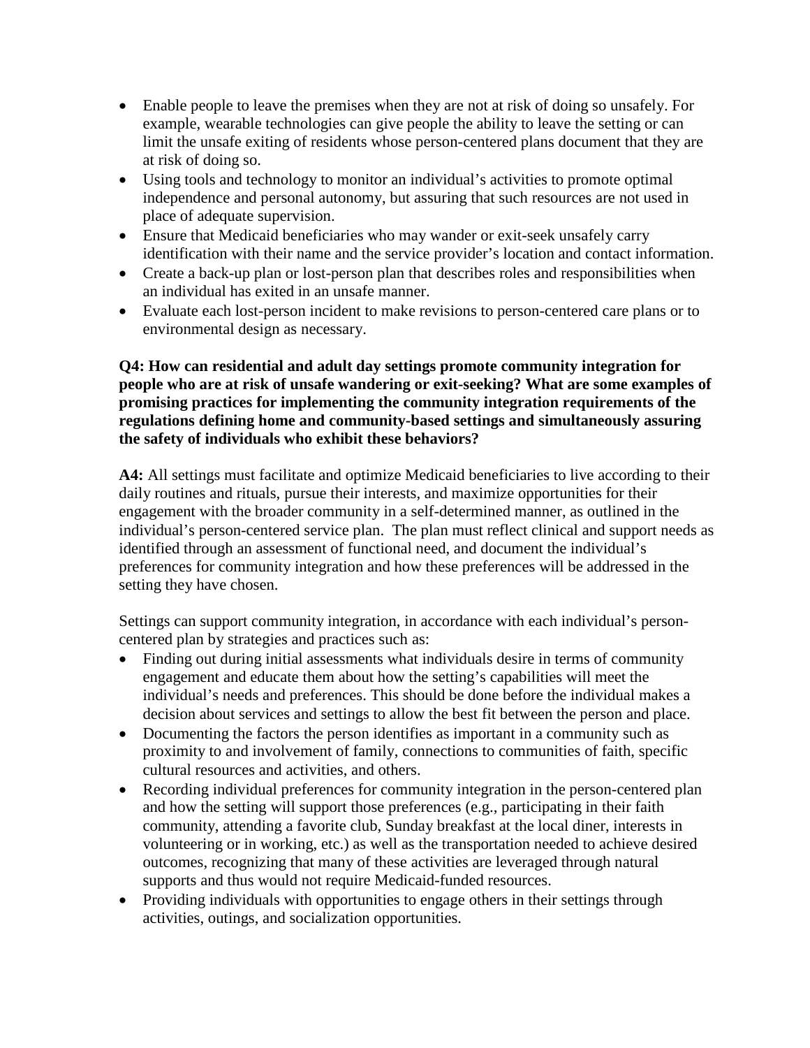- Enable people to leave the premises when they are not at risk of doing so unsafely. For example, wearable technologies can give people the ability to leave the setting or can limit the unsafe exiting of residents whose person-centered plans document that they are at risk of doing so.
- Using tools and technology to monitor an individual's activities to promote optimal independence and personal autonomy, but assuring that such resources are not used in place of adequate supervision.
- Ensure that Medicaid beneficiaries who may wander or exit-seek unsafely carry identification with their name and the service provider's location and contact information.
- Create a back-up plan or lost-person plan that describes roles and responsibilities when an individual has exited in an unsafe manner.
- Evaluate each lost-person incident to make revisions to person-centered care plans or to environmental design as necessary.

**Q4: How can residential and adult day settings promote community integration for people who are at risk of unsafe wandering or exit-seeking? What are some examples of promising practices for implementing the community integration requirements of the regulations defining home and community-based settings and simultaneously assuring the safety of individuals who exhibit these behaviors?**

**A4:** All settings must facilitate and optimize Medicaid beneficiaries to live according to their daily routines and rituals, pursue their interests, and maximize opportunities for their engagement with the broader community in a self-determined manner, as outlined in the individual's person-centered service plan. The plan must reflect clinical and support needs as identified through an assessment of functional need, and document the individual's preferences for community integration and how these preferences will be addressed in the setting they have chosen.

Settings can support community integration, in accordance with each individual's person-centered plan by strategies and practices such as:

- Finding out during initial assessments what individuals desire in terms of community engagement and educate them about how the setting's capabilities will meet the individual's needs and preferences. This should be done before the individual makes a decision about services and settings to allow the best fit between the person and place.
- Documenting the factors the person identifies as important in a community such as proximity to and involvement of family, connections to communities of faith, specific cultural resources and activities, and others.
- Recording individual preferences for community integration in the person-centered plan and how the setting will support those preferences (e.g., participating in their faith community, attending a favorite club, Sunday breakfast at the local diner, interests in volunteering or in working, etc.) as well as the transportation needed to achieve desired outcomes, recognizing that many of these activities are leveraged through natural supports and thus would not require Medicaid-funded resources.
- Providing individuals with opportunities to engage others in their settings through activities, outings, and socialization opportunities.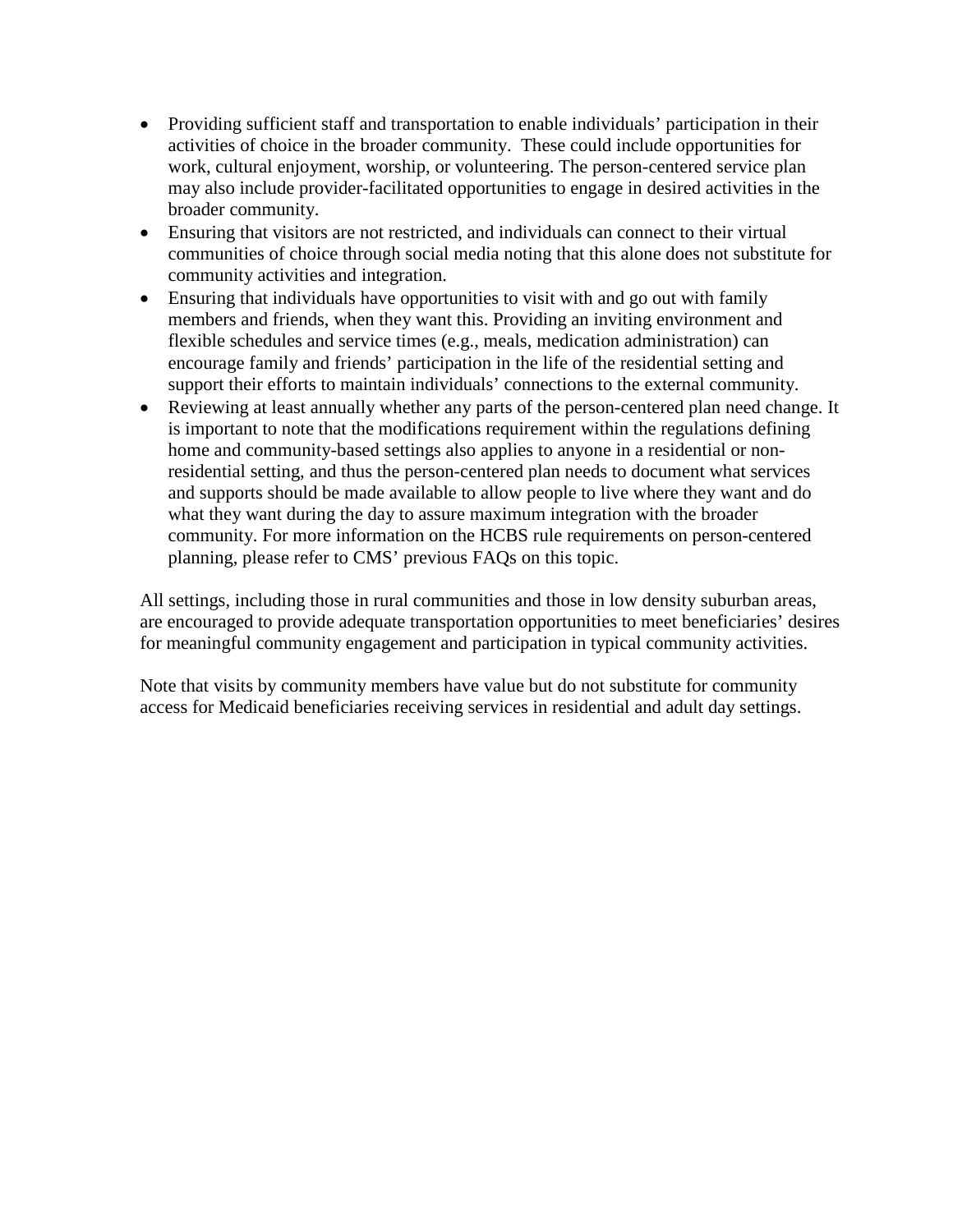- Providing sufficient staff and transportation to enable individuals' participation in their activities of choice in the broader community. These could include opportunities for work, cultural enjoyment, worship, or volunteering. The person-centered service plan may also include provider-facilitated opportunities to engage in desired activities in the broader community.
- Ensuring that visitors are not restricted, and individuals can connect to their virtual communities of choice through social media noting that this alone does not substitute for community activities and integration.
- Ensuring that individuals have opportunities to visit with and go out with family members and friends, when they want this. Providing an inviting environment and flexible schedules and service times (e.g., meals, medication administration) can encourage family and friends' participation in the life of the residential setting and support their efforts to maintain individuals' connections to the external community.
- Reviewing at least annually whether any parts of the person-centered plan need change. It is important to note that the modifications requirement within the regulations defining home and community-based settings also applies to anyone in a residential or non-residential setting, and thus the person-centered plan needs to document what services and supports should be made available to allow people to live where they want and do what they want during the day to assure maximum integration with the broader community. For more information on the HCBS rule requirements on person-centered planning, please refer to CMS' previous FAQs on this topic.

All settings, including those in rural communities and those in low density suburban areas, are encouraged to provide adequate transportation opportunities to meet beneficiaries' desires for meaningful community engagement and participation in typical community activities.

Note that visits by community members have value but do not substitute for community access for Medicaid beneficiaries receiving services in residential and adult day settings.